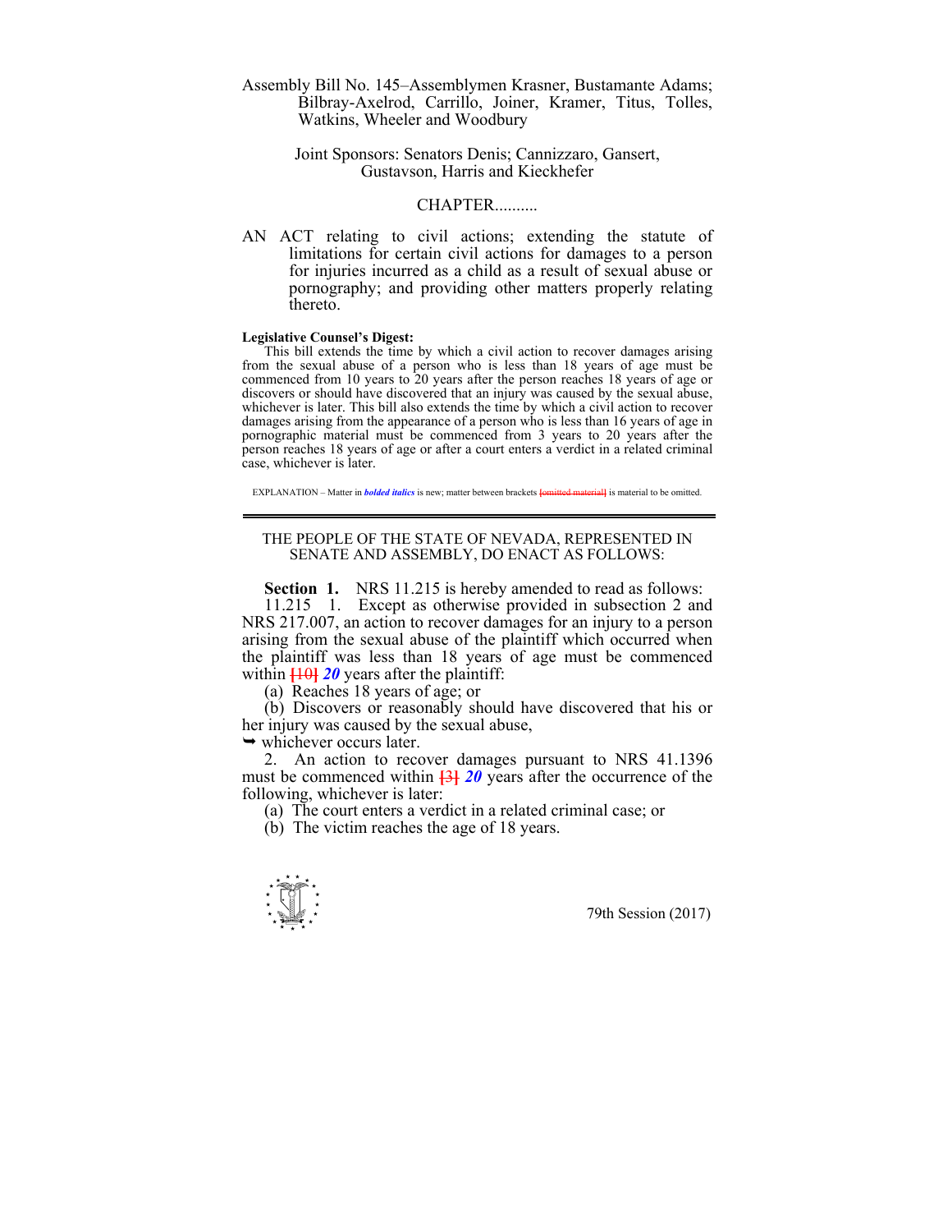Assembly Bill No. 145–Assemblymen Krasner, Bustamante Adams; Bilbray-Axelrod, Carrillo, Joiner, Kramer, Titus, Tolles, Watkins, Wheeler and Woodbury

Joint Sponsors: Senators Denis; Cannizzaro, Gansert, Gustavson, Harris and Kieckhefer

CHAPTER..........

AN ACT relating to civil actions; extending the statute of limitations for certain civil actions for damages to a person for injuries incurred as a child as a result of sexual abuse or pornography; and providing other matters properly relating thereto.

**Legislative Counsel's Digest:**

This bill extends the time by which a civil action to recover damages arising from the sexual abuse of a person who is less than 18 years of age must be commenced from 10 years to 20 years after the person reaches 18 years of age or discovers or should have discovered that an injury was caused by the sexual abuse, whichever is later. This bill also extends the time by which a civil action to recover damages arising from the appearance of a person who is less than 16 years of age in pornographic material must be commenced from 3 years to 20 years after the person reaches 18 years of age or after a court enters a verdict in a related criminal case, whichever is later.

EXPLANATION – Matter in ***bolded italics*** is new; matter between brackets [~~omitted material~~] is material to be omitted.

---

THE PEOPLE OF THE STATE OF NEVADA, REPRESENTED IN SENATE AND ASSEMBLY, DO ENACT AS FOLLOWS:

**Section 1.** NRS 11.215 is hereby amended to read as follows:

11.215 1. Except as otherwise provided in subsection 2 and NRS 217.007, an action to recover damages for an injury to a person arising from the sexual abuse of the plaintiff which occurred when the plaintiff was less than 18 years of age must be commenced within [~~10~~] ***20*** years after the plaintiff:

(a) Reaches 18 years of age; or

(b) Discovers or reasonably should have discovered that his or her injury was caused by the sexual abuse,

➥ whichever occurs later.

2. An action to recover damages pursuant to NRS 41.1396 must be commenced within [~~3~~] ***20*** years after the occurrence of the following, whichever is later:

(a) The court enters a verdict in a related criminal case; or

(b) The victim reaches the age of 18 years.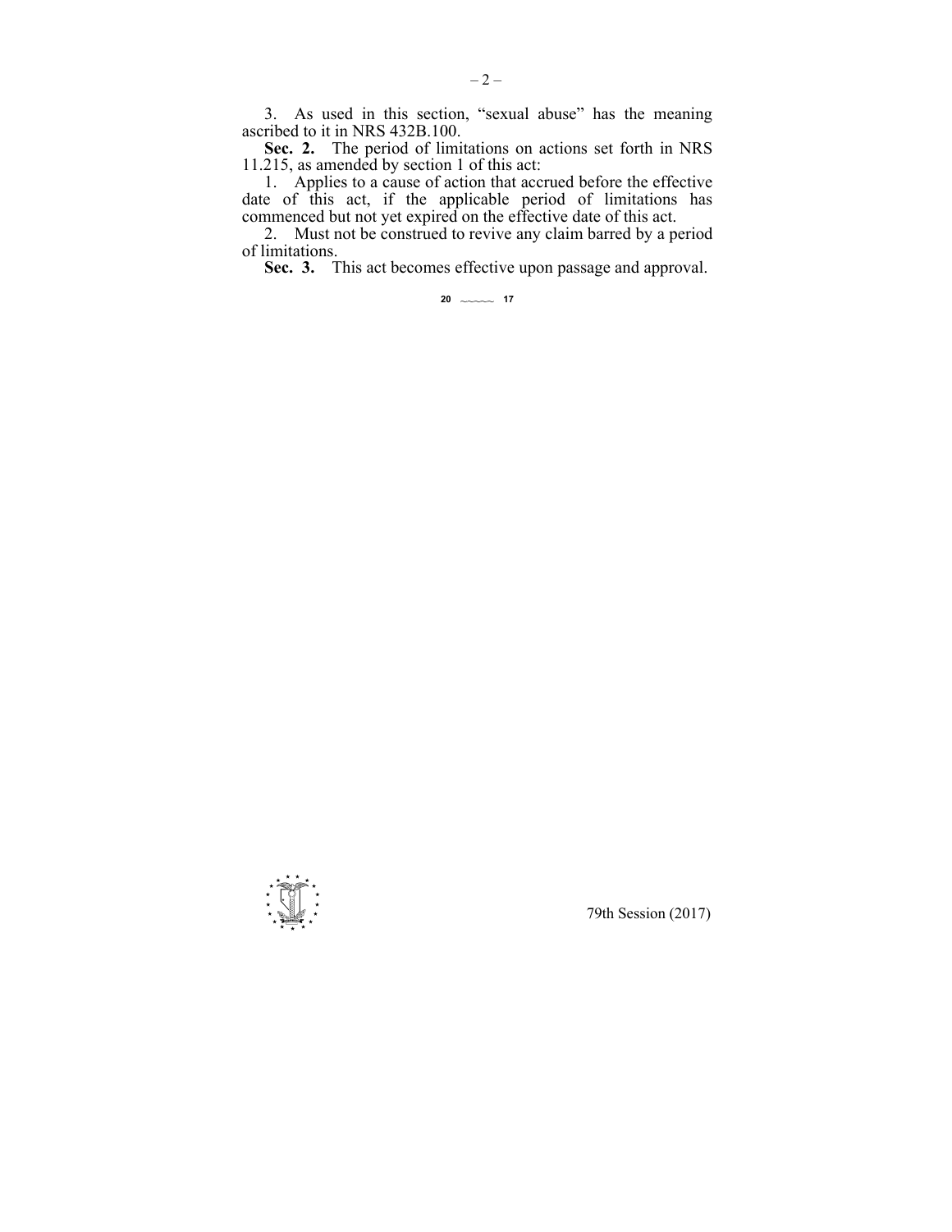3. As used in this section, "sexual abuse" has the meaning ascribed to it in NRS 432B.100.

**Sec. 2.** The period of limitations on actions set forth in NRS 11.215, as amended by section 1 of this act:

1. Applies to a cause of action that accrued before the effective date of this act, if the applicable period of limitations has commenced but not yet expired on the effective date of this act.

2. Must not be construed to revive any claim barred by a period of limitations.

**Sec. 3.** This act becomes effective upon passage and approval.

20 ~~~~~ 17